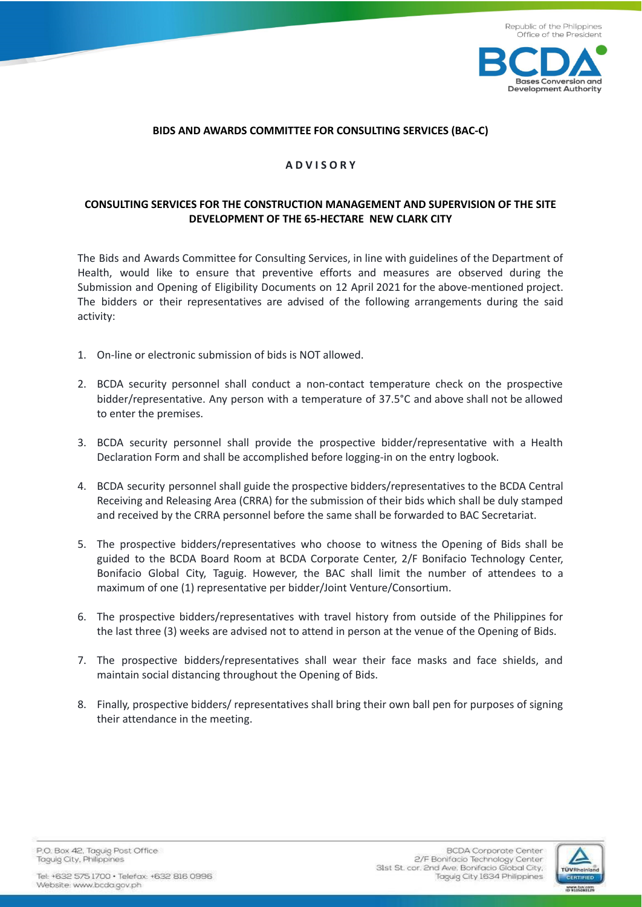Republic of the Philippines
Office of the President

BCDA
Bases Conversion and Development Authority

**BIDS AND AWARDS COMMITTEE FOR CONSULTING SERVICES (BAC-C)**

**A D V I S O R Y**

**CONSULTING SERVICES FOR THE CONSTRUCTION MANAGEMENT AND SUPERVISION OF THE SITE DEVELOPMENT OF THE 65-HECTARE NEW CLARK CITY**

The Bids and Awards Committee for Consulting Services, in line with guidelines of the Department of Health, would like to ensure that preventive efforts and measures are observed during the Submission and Opening of Eligibility Documents on 12 April 2021 for the above-mentioned project. The bidders or their representatives are advised of the following arrangements during the said activity:

1. On-line or electronic submission of bids is NOT allowed.
2. BCDA security personnel shall conduct a non-contact temperature check on the prospective bidder/representative. Any person with a temperature of 37.5°C and above shall not be allowed to enter the premises.
3. BCDA security personnel shall provide the prospective bidder/representative with a Health Declaration Form and shall be accomplished before logging-in on the entry logbook.
4. BCDA security personnel shall guide the prospective bidders/representatives to the BCDA Central Receiving and Releasing Area (CRRA) for the submission of their bids which shall be duly stamped and received by the CRRA personnel before the same shall be forwarded to BAC Secretariat.
5. The prospective bidders/representatives who choose to witness the Opening of Bids shall be guided to the BCDA Board Room at BCDA Corporate Center, 2/F Bonifacio Technology Center, Bonifacio Global City, Taguig. However, the BAC shall limit the number of attendees to a maximum of one (1) representative per bidder/Joint Venture/Consortium.
6. The prospective bidders/representatives with travel history from outside of the Philippines for the last three (3) weeks are advised not to attend in person at the venue of the Opening of Bids.
7. The prospective bidders/representatives shall wear their face masks and face shields, and maintain social distancing throughout the Opening of Bids.
8. Finally, prospective bidders/ representatives shall bring their own ball pen for purposes of signing their attendance in the meeting.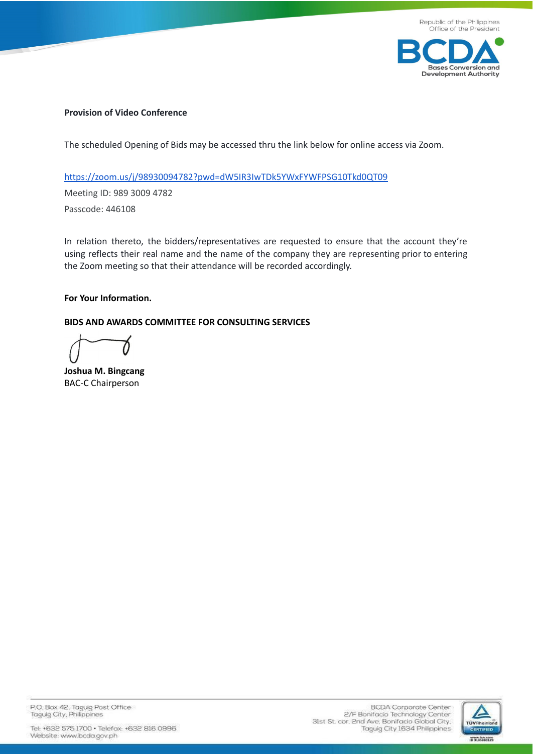**Provision of Video Conference**

The scheduled Opening of Bids may be accessed thru the link below for online access via Zoom.

https://zoom.us/j/98930094782?pwd=dW5IR3IwTDk5YWxFYWFPSG10Tkd0QT09

Meeting ID: 989 3009 4782

Passcode: 446108

In relation thereto, the bidders/representatives are requested to ensure that the account they're using reflects their real name and the name of the company they are representing prior to entering the Zoom meeting so that their attendance will be recorded accordingly.

**For Your Information.**

**BIDS AND AWARDS COMMITTEE FOR CONSULTING SERVICES**

**Joshua M. Bingcang**
BAC-C Chairperson